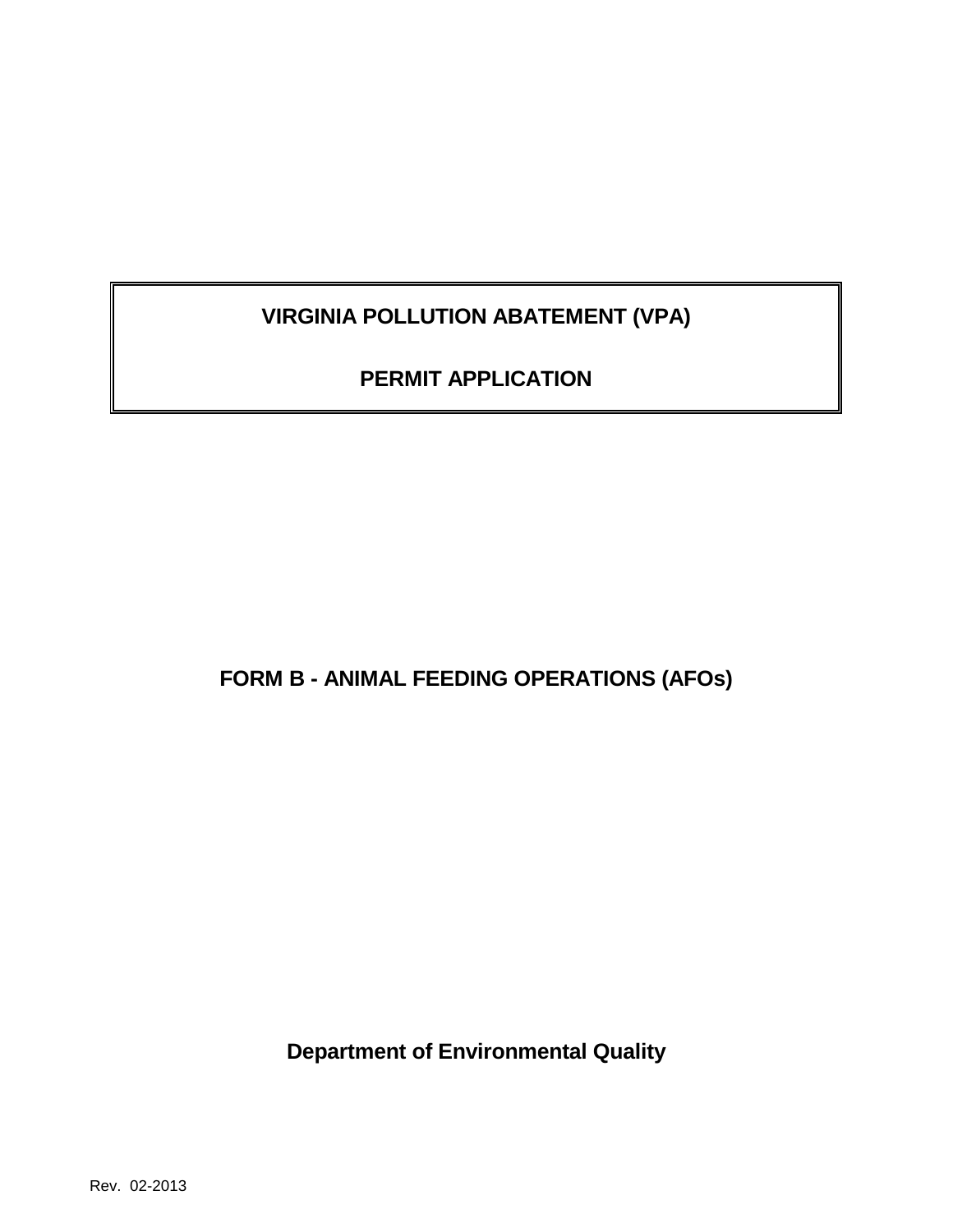# VIRGINIA POLLUTION ABATEMENT (VPA)

# PERMIT APPLICATION

## FORM B - ANIMAL FEEDING OPERATIONS (AFOs)

**Department of Environmental Quality**

Rev. 02-2013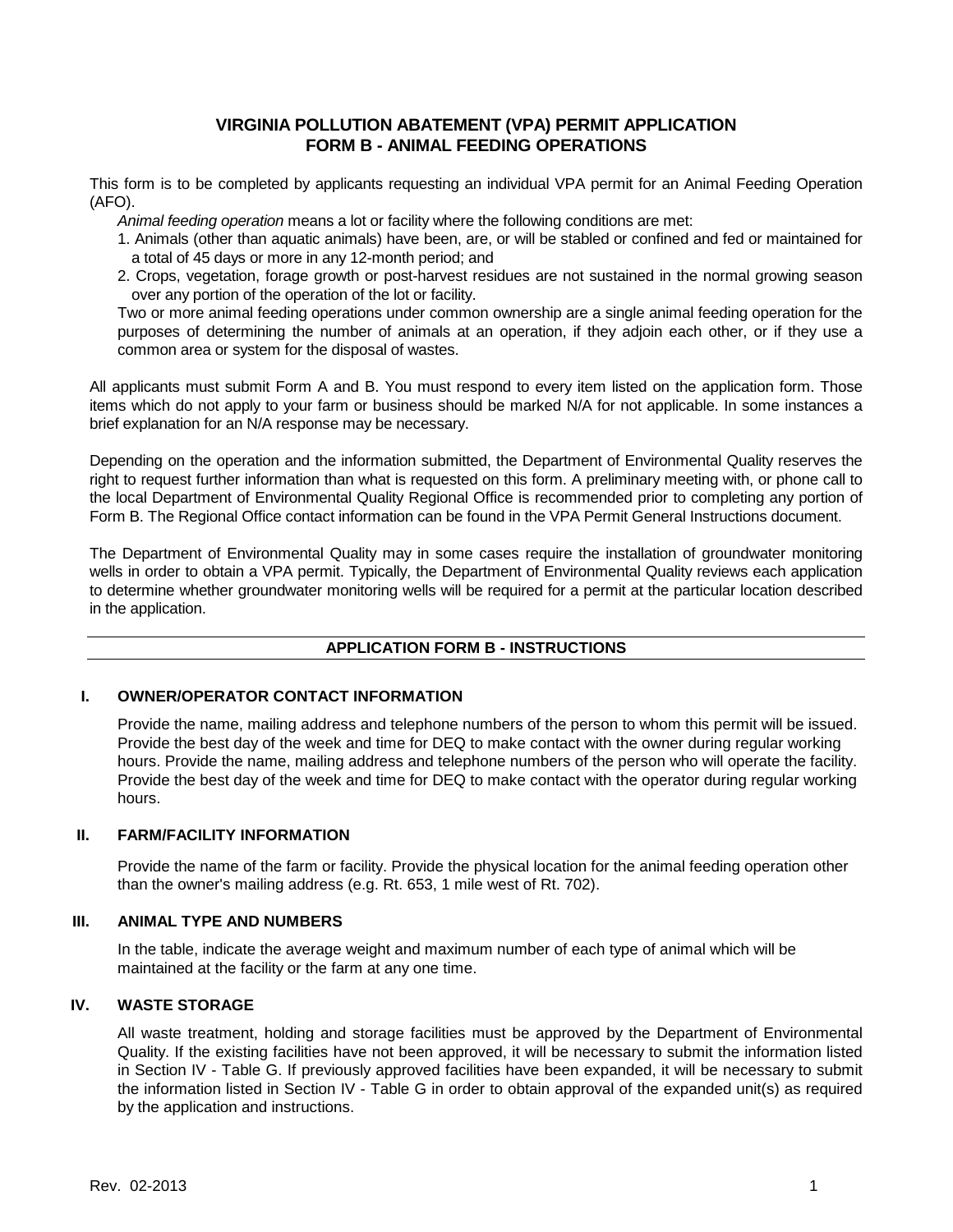# VIRGINIA POLLUTION ABATEMENT (VPA) PERMIT APPLICATION
# FORM B - ANIMAL FEEDING OPERATIONS

This form is to be completed by applicants requesting an individual VPA permit for an Animal Feeding Operation (AFO).

*Animal feeding operation* means a lot or facility where the following conditions are met:

1. Animals (other than aquatic animals) have been, are, or will be stabled or confined and fed or maintained for a total of 45 days or more in any 12-month period; and
2. Crops, vegetation, forage growth or post-harvest residues are not sustained in the normal growing season over any portion of the operation of the lot or facility.

Two or more animal feeding operations under common ownership are a single animal feeding operation for the purposes of determining the number of animals at an operation, if they adjoin each other, or if they use a common area or system for the disposal of wastes.

All applicants must submit Form A and B. You must respond to every item listed on the application form. Those items which do not apply to your farm or business should be marked N/A for not applicable. In some instances a brief explanation for an N/A response may be necessary.

Depending on the operation and the information submitted, the Department of Environmental Quality reserves the right to request further information than what is requested on this form. A preliminary meeting with, or phone call to the local Department of Environmental Quality Regional Office is recommended prior to completing any portion of Form B. The Regional Office contact information can be found in the VPA Permit General Instructions document.

The Department of Environmental Quality may in some cases require the installation of groundwater monitoring wells in order to obtain a VPA permit. Typically, the Department of Environmental Quality reviews each application to determine whether groundwater monitoring wells will be required for a permit at the particular location described in the application.

## APPLICATION FORM B - INSTRUCTIONS

### I. OWNER/OPERATOR CONTACT INFORMATION

Provide the name, mailing address and telephone numbers of the person to whom this permit will be issued. Provide the best day of the week and time for DEQ to make contact with the owner during regular working hours. Provide the name, mailing address and telephone numbers of the person who will operate the facility. Provide the best day of the week and time for DEQ to make contact with the operator during regular working hours.

### II. FARM/FACILITY INFORMATION

Provide the name of the farm or facility. Provide the physical location for the animal feeding operation other than the owner's mailing address (e.g. Rt. 653, 1 mile west of Rt. 702).

### III. ANIMAL TYPE AND NUMBERS

In the table, indicate the average weight and maximum number of each type of animal which will be maintained at the facility or the farm at any one time.

### IV. WASTE STORAGE

All waste treatment, holding and storage facilities must be approved by the Department of Environmental Quality. If the existing facilities have not been approved, it will be necessary to submit the information listed in Section IV - Table G. If previously approved facilities have been expanded, it will be necessary to submit the information listed in Section IV - Table G in order to obtain approval of the expanded unit(s) as required by the application and instructions.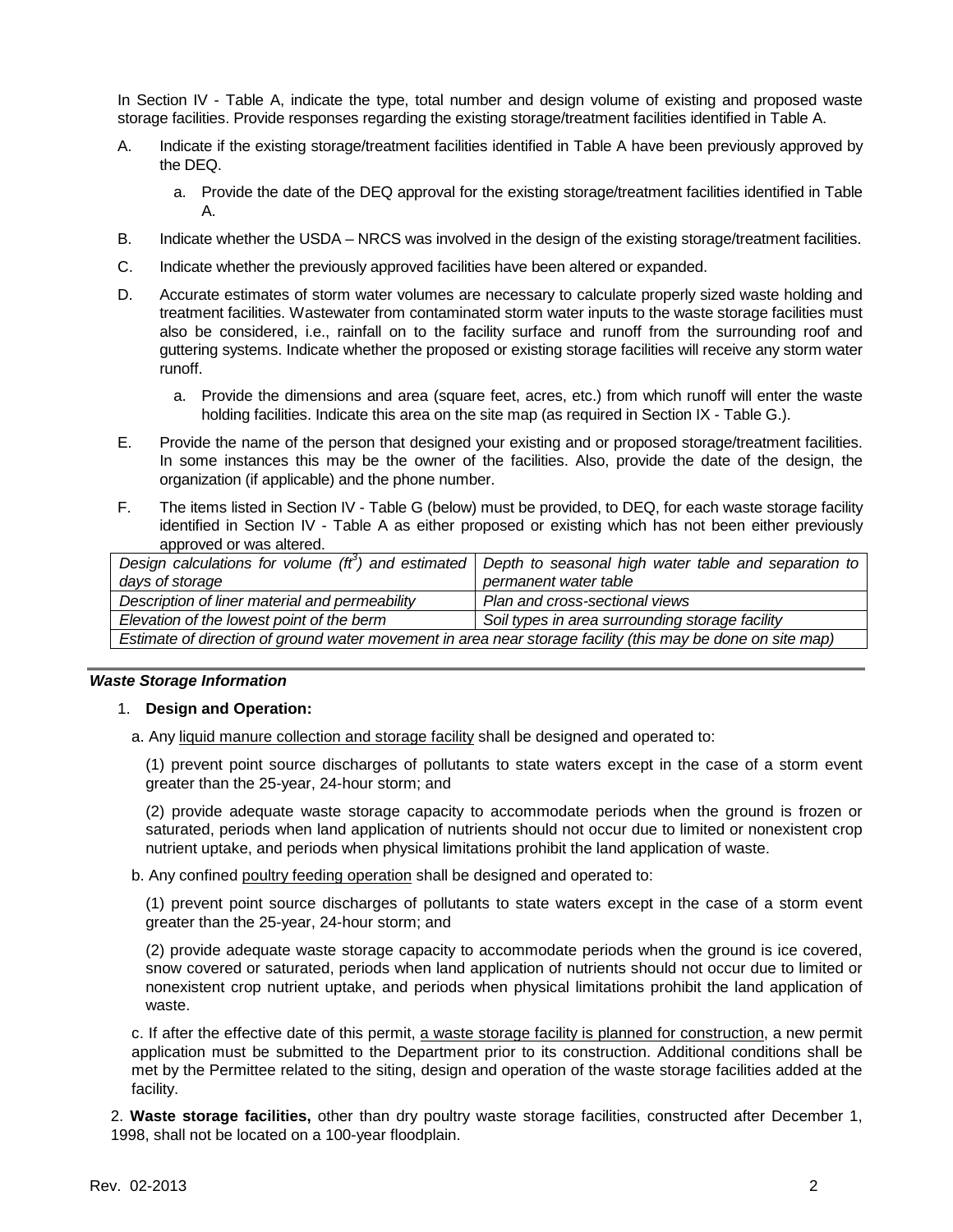In Section IV - Table A, indicate the type, total number and design volume of existing and proposed waste storage facilities. Provide responses regarding the existing storage/treatment facilities identified in Table A.

A. Indicate if the existing storage/treatment facilities identified in Table A have been previously approved by the DEQ.

   a. Provide the date of the DEQ approval for the existing storage/treatment facilities identified in Table A.

B. Indicate whether the USDA – NRCS was involved in the design of the existing storage/treatment facilities.

C. Indicate whether the previously approved facilities have been altered or expanded.

D. Accurate estimates of storm water volumes are necessary to calculate properly sized waste holding and treatment facilities. Wastewater from contaminated storm water inputs to the waste storage facilities must also be considered, i.e., rainfall on to the facility surface and runoff from the surrounding roof and guttering systems. Indicate whether the proposed or existing storage facilities will receive any storm water runoff.

   a. Provide the dimensions and area (square feet, acres, etc.) from which runoff will enter the waste holding facilities. Indicate this area on the site map (as required in Section IX - Table G.).

E. Provide the name of the person that designed your existing and or proposed storage/treatment facilities. In some instances this may be the owner of the facilities. Also, provide the date of the design, the organization (if applicable) and the phone number.

F. The items listed in Section IV - Table G (below) must be provided, to DEQ, for each waste storage facility identified in Section IV - Table A as either proposed or existing which has not been either previously approved or was altered.

| | |
|---|---|
| *Design calculations for volume ($ft^3$) and estimated days of storage* | *Depth to seasonal high water table and separation to permanent water table* |
| *Description of liner material and permeability* | *Plan and cross-sectional views* |
| *Elevation of the lowest point of the berm* | *Soil types in area surrounding storage facility* |
| *Estimate of direction of ground water movement in area near storage facility (this may be done on site map)* | |

***Waste Storage Information***

1. **Design and Operation:**

   a. Any <u>liquid manure collection and storage facility</u> shall be designed and operated to:

   (1) prevent point source discharges of pollutants to state waters except in the case of a storm event greater than the 25-year, 24-hour storm; and

   (2) provide adequate waste storage capacity to accommodate periods when the ground is frozen or saturated, periods when land application of nutrients should not occur due to limited or nonexistent crop nutrient uptake, and periods when physical limitations prohibit the land application of waste.

   b. Any confined <u>poultry feeding operation</u> shall be designed and operated to:

   (1) prevent point source discharges of pollutants to state waters except in the case of a storm event greater than the 25-year, 24-hour storm; and

   (2) provide adequate waste storage capacity to accommodate periods when the ground is ice covered, snow covered or saturated, periods when land application of nutrients should not occur due to limited or nonexistent crop nutrient uptake, and periods when physical limitations prohibit the land application of waste.

   c. If after the effective date of this permit, <u>a waste storage facility is planned for construction</u>, a new permit application must be submitted to the Department prior to its construction. Additional conditions shall be met by the Permittee related to the siting, design and operation of the waste storage facilities added at the facility.

2. **Waste storage facilities,** other than dry poultry waste storage facilities, constructed after December 1, 1998, shall not be located on a 100-year floodplain.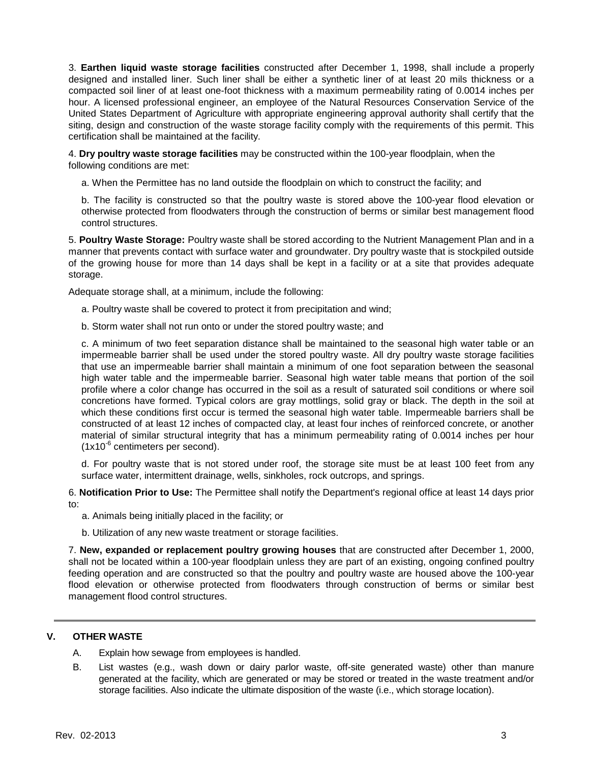3. **Earthen liquid waste storage facilities** constructed after December 1, 1998, shall include a properly designed and installed liner. Such liner shall be either a synthetic liner of at least 20 mils thickness or a compacted soil liner of at least one-foot thickness with a maximum permeability rating of 0.0014 inches per hour. A licensed professional engineer, an employee of the Natural Resources Conservation Service of the United States Department of Agriculture with appropriate engineering approval authority shall certify that the siting, design and construction of the waste storage facility comply with the requirements of this permit. This certification shall be maintained at the facility.

4. **Dry poultry waste storage facilities** may be constructed within the 100-year floodplain, when the following conditions are met:

a. When the Permittee has no land outside the floodplain on which to construct the facility; and

b. The facility is constructed so that the poultry waste is stored above the 100-year flood elevation or otherwise protected from floodwaters through the construction of berms or similar best management flood control structures.

5. **Poultry Waste Storage:** Poultry waste shall be stored according to the Nutrient Management Plan and in a manner that prevents contact with surface water and groundwater. Dry poultry waste that is stockpiled outside of the growing house for more than 14 days shall be kept in a facility or at a site that provides adequate storage.

Adequate storage shall, at a minimum, include the following:

a. Poultry waste shall be covered to protect it from precipitation and wind;

b. Storm water shall not run onto or under the stored poultry waste; and

c. A minimum of two feet separation distance shall be maintained to the seasonal high water table or an impermeable barrier shall be used under the stored poultry waste. All dry poultry waste storage facilities that use an impermeable barrier shall maintain a minimum of one foot separation between the seasonal high water table and the impermeable barrier. Seasonal high water table means that portion of the soil profile where a color change has occurred in the soil as a result of saturated soil conditions or where soil concretions have formed. Typical colors are gray mottlings, solid gray or black. The depth in the soil at which these conditions first occur is termed the seasonal high water table. Impermeable barriers shall be constructed of at least 12 inches of compacted clay, at least four inches of reinforced concrete, or another material of similar structural integrity that has a minimum permeability rating of 0.0014 inches per hour ($1 \times 10^{-6}$ centimeters per second).

d. For poultry waste that is not stored under roof, the storage site must be at least 100 feet from any surface water, intermittent drainage, wells, sinkholes, rock outcrops, and springs.

6. **Notification Prior to Use:** The Permittee shall notify the Department's regional office at least 14 days prior to:

a. Animals being initially placed in the facility; or

b. Utilization of any new waste treatment or storage facilities.

7. **New, expanded or replacement poultry growing houses** that are constructed after December 1, 2000, shall not be located within a 100-year floodplain unless they are part of an existing, ongoing confined poultry feeding operation and are constructed so that the poultry and poultry waste are housed above the 100-year flood elevation or otherwise protected from floodwaters through construction of berms or similar best management flood control structures.

---

## V. OTHER WASTE

A. Explain how sewage from employees is handled.

B. List wastes (e.g., wash down or dairy parlor waste, off-site generated waste) other than manure generated at the facility, which are generated or may be stored or treated in the waste treatment and/or storage facilities. Also indicate the ultimate disposition of the waste (i.e., which storage location).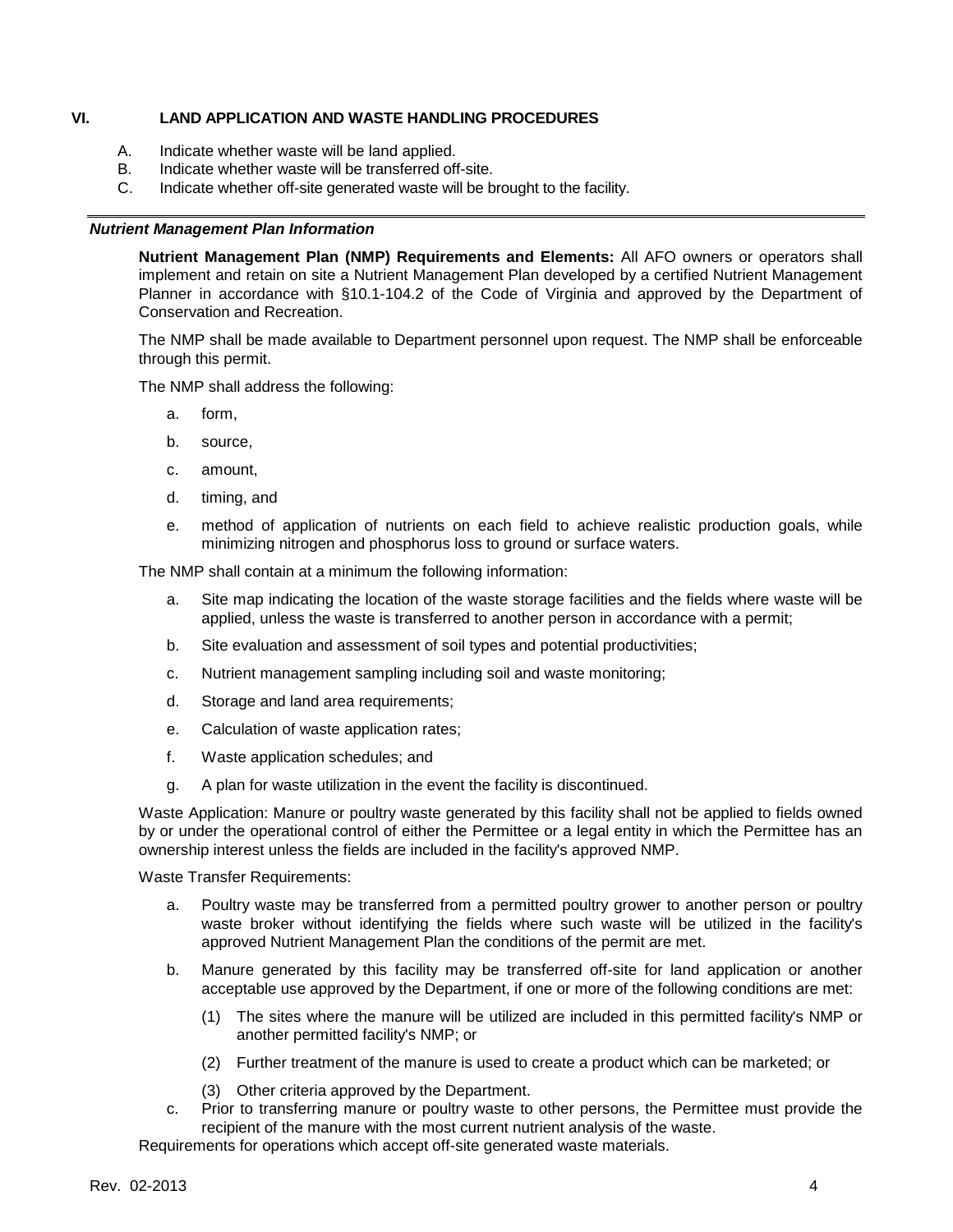## VI. LAND APPLICATION AND WASTE HANDLING PROCEDURES

A. Indicate whether waste will be land applied.
B. Indicate whether waste will be transferred off-site.
C. Indicate whether off-site generated waste will be brought to the facility.

---

***Nutrient Management Plan Information***

**Nutrient Management Plan (NMP) Requirements and Elements:** All AFO owners or operators shall implement and retain on site a Nutrient Management Plan developed by a certified Nutrient Management Planner in accordance with §10.1-104.2 of the Code of Virginia and approved by the Department of Conservation and Recreation.

The NMP shall be made available to Department personnel upon request. The NMP shall be enforceable through this permit.

The NMP shall address the following:

a. form,

b. source,

c. amount,

d. timing, and

e. method of application of nutrients on each field to achieve realistic production goals, while minimizing nitrogen and phosphorus loss to ground or surface waters.

The NMP shall contain at a minimum the following information:

a. Site map indicating the location of the waste storage facilities and the fields where waste will be applied, unless the waste is transferred to another person in accordance with a permit;

b. Site evaluation and assessment of soil types and potential productivities;

c. Nutrient management sampling including soil and waste monitoring;

d. Storage and land area requirements;

e. Calculation of waste application rates;

f. Waste application schedules; and

g. A plan for waste utilization in the event the facility is discontinued.

Waste Application: Manure or poultry waste generated by this facility shall not be applied to fields owned by or under the operational control of either the Permittee or a legal entity in which the Permittee has an ownership interest unless the fields are included in the facility's approved NMP.

Waste Transfer Requirements:

a. Poultry waste may be transferred from a permitted poultry grower to another person or poultry waste broker without identifying the fields where such waste will be utilized in the facility's approved Nutrient Management Plan the conditions of the permit are met.

b. Manure generated by this facility may be transferred off-site for land application or another acceptable use approved by the Department, if one or more of the following conditions are met:

   (1) The sites where the manure will be utilized are included in this permitted facility's NMP or another permitted facility's NMP; or

   (2) Further treatment of the manure is used to create a product which can be marketed; or

   (3) Other criteria approved by the Department.

c. Prior to transferring manure or poultry waste to other persons, the Permittee must provide the recipient of the manure with the most current nutrient analysis of the waste.

Requirements for operations which accept off-site generated waste materials.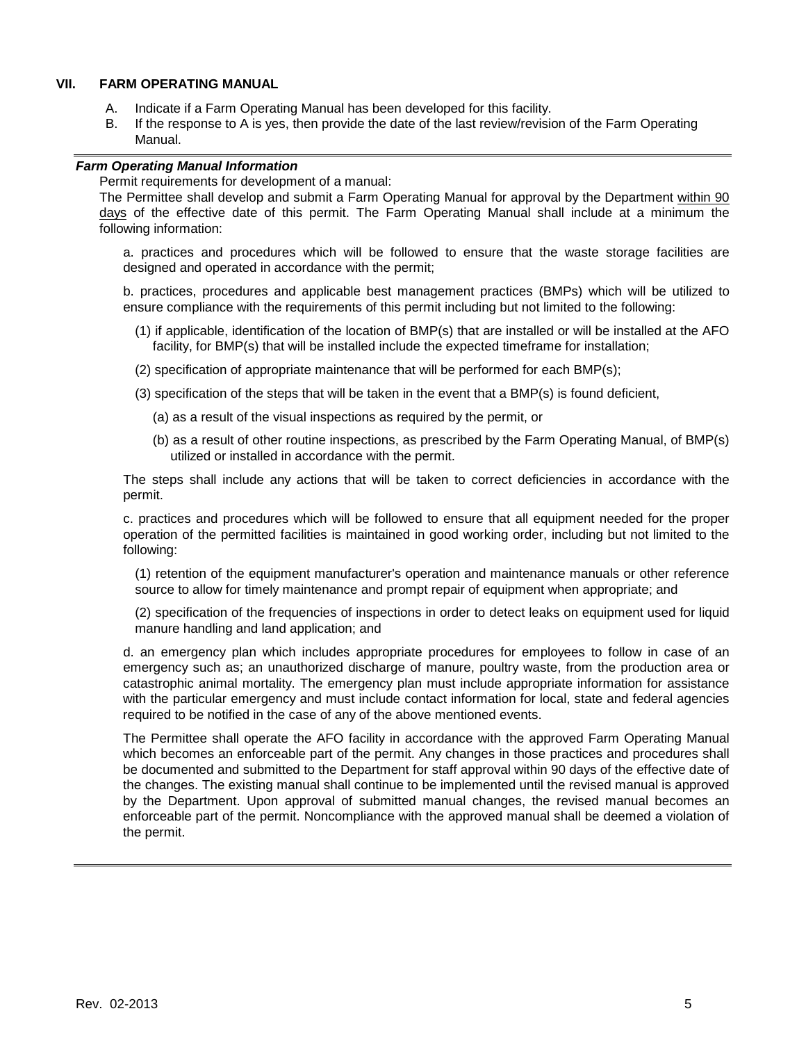## VII. FARM OPERATING MANUAL

A. Indicate if a Farm Operating Manual has been developed for this facility.

B. If the response to A is yes, then provide the date of the last review/revision of the Farm Operating Manual.

---

***Farm Operating Manual Information***

Permit requirements for development of a manual:

The Permittee shall develop and submit a Farm Operating Manual for approval by the Department <u>within 90 days</u> of the effective date of this permit. The Farm Operating Manual shall include at a minimum the following information:

a. practices and procedures which will be followed to ensure that the waste storage facilities are designed and operated in accordance with the permit;

b. practices, procedures and applicable best management practices (BMPs) which will be utilized to ensure compliance with the requirements of this permit including but not limited to the following:

(1) if applicable, identification of the location of BMP(s) that are installed or will be installed at the AFO facility, for BMP(s) that will be installed include the expected timeframe for installation;

(2) specification of appropriate maintenance that will be performed for each BMP(s);

(3) specification of the steps that will be taken in the event that a BMP(s) is found deficient,

(a) as a result of the visual inspections as required by the permit, or

(b) as a result of other routine inspections, as prescribed by the Farm Operating Manual, of BMP(s) utilized or installed in accordance with the permit.

The steps shall include any actions that will be taken to correct deficiencies in accordance with the permit.

c. practices and procedures which will be followed to ensure that all equipment needed for the proper operation of the permitted facilities is maintained in good working order, including but not limited to the following:

(1) retention of the equipment manufacturer's operation and maintenance manuals or other reference source to allow for timely maintenance and prompt repair of equipment when appropriate; and

(2) specification of the frequencies of inspections in order to detect leaks on equipment used for liquid manure handling and land application; and

d. an emergency plan which includes appropriate procedures for employees to follow in case of an emergency such as; an unauthorized discharge of manure, poultry waste, from the production area or catastrophic animal mortality. The emergency plan must include appropriate information for assistance with the particular emergency and must include contact information for local, state and federal agencies required to be notified in the case of any of the above mentioned events.

The Permittee shall operate the AFO facility in accordance with the approved Farm Operating Manual which becomes an enforceable part of the permit. Any changes in those practices and procedures shall be documented and submitted to the Department for staff approval within 90 days of the effective date of the changes. The existing manual shall continue to be implemented until the revised manual is approved by the Department. Upon approval of submitted manual changes, the revised manual becomes an enforceable part of the permit. Noncompliance with the approved manual shall be deemed a violation of the permit.

---

Rev. 02-2013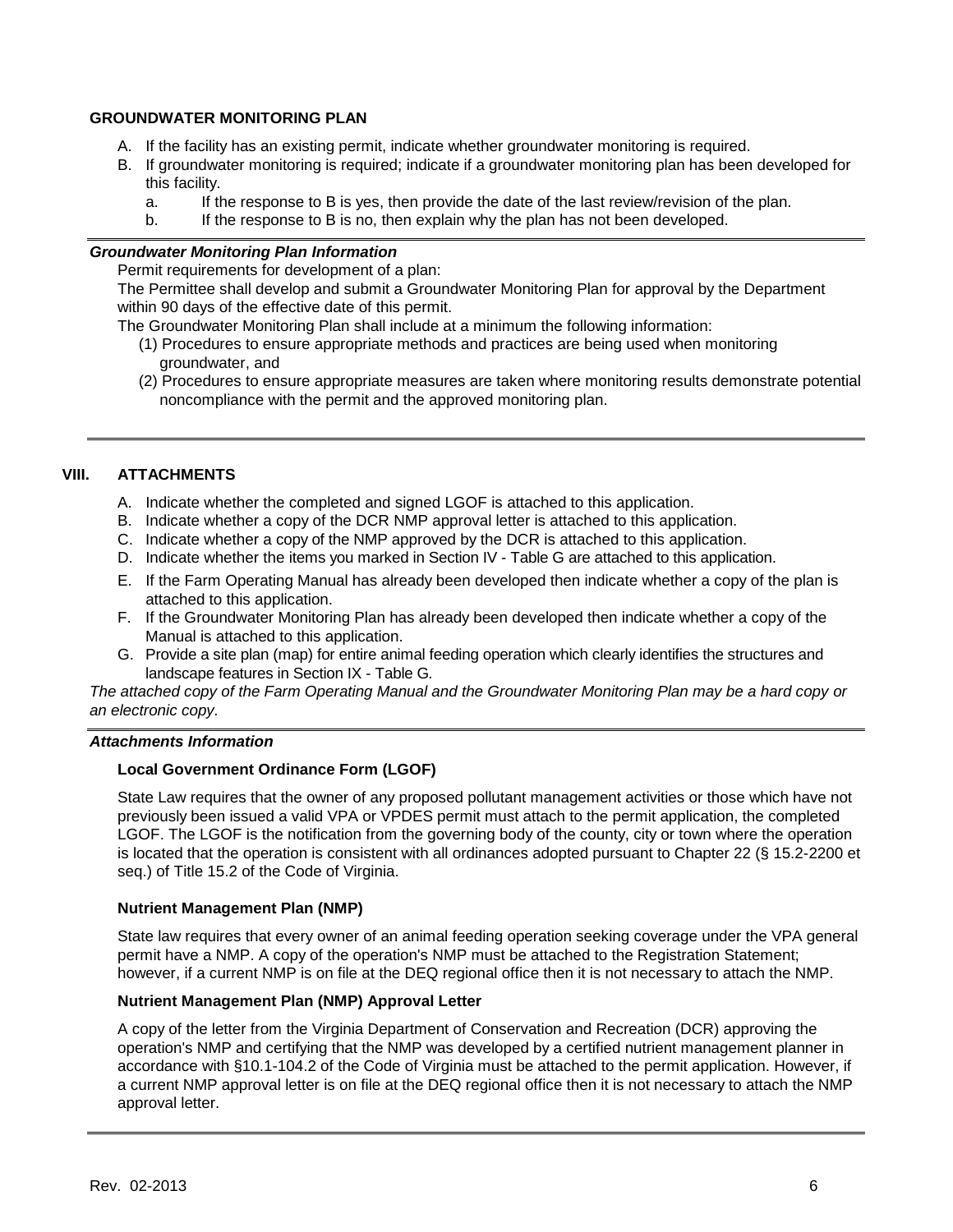**GROUNDWATER MONITORING PLAN**

A. If the facility has an existing permit, indicate whether groundwater monitoring is required.
B. If groundwater monitoring is required; indicate if a groundwater monitoring plan has been developed for this facility.
   a. If the response to B is yes, then provide the date of the last review/revision of the plan.
   b. If the response to B is no, then explain why the plan has not been developed.

***Groundwater Monitoring Plan Information***

Permit requirements for development of a plan:

The Permittee shall develop and submit a Groundwater Monitoring Plan for approval by the Department within 90 days of the effective date of this permit.

The Groundwater Monitoring Plan shall include at a minimum the following information:

(1) Procedures to ensure appropriate methods and practices are being used when monitoring groundwater, and
(2) Procedures to ensure appropriate measures are taken where monitoring results demonstrate potential noncompliance with the permit and the approved monitoring plan.

## VIII. ATTACHMENTS

A. Indicate whether the completed and signed LGOF is attached to this application.
B. Indicate whether a copy of the DCR NMP approval letter is attached to this application.
C. Indicate whether a copy of the NMP approved by the DCR is attached to this application.
D. Indicate whether the items you marked in Section IV - Table G are attached to this application.
E. If the Farm Operating Manual has already been developed then indicate whether a copy of the plan is attached to this application.
F. If the Groundwater Monitoring Plan has already been developed then indicate whether a copy of the Manual is attached to this application.
G. Provide a site plan (map) for entire animal feeding operation which clearly identifies the structures and landscape features in Section IX - Table G.

*The attached copy of the Farm Operating Manual and the Groundwater Monitoring Plan may be a hard copy or an electronic copy.*

***Attachments Information***

**Local Government Ordinance Form (LGOF)**

State Law requires that the owner of any proposed pollutant management activities or those which have not previously been issued a valid VPA or VPDES permit must attach to the permit application, the completed LGOF. The LGOF is the notification from the governing body of the county, city or town where the operation is located that the operation is consistent with all ordinances adopted pursuant to Chapter 22 (§ 15.2-2200 et seq.) of Title 15.2 of the Code of Virginia.

**Nutrient Management Plan (NMP)**

State law requires that every owner of an animal feeding operation seeking coverage under the VPA general permit have a NMP. A copy of the operation's NMP must be attached to the Registration Statement; however, if a current NMP is on file at the DEQ regional office then it is not necessary to attach the NMP.

**Nutrient Management Plan (NMP) Approval Letter**

A copy of the letter from the Virginia Department of Conservation and Recreation (DCR) approving the operation's NMP and certifying that the NMP was developed by a certified nutrient management planner in accordance with §10.1-104.2 of the Code of Virginia must be attached to the permit application. However, if a current NMP approval letter is on file at the DEQ regional office then it is not necessary to attach the NMP approval letter.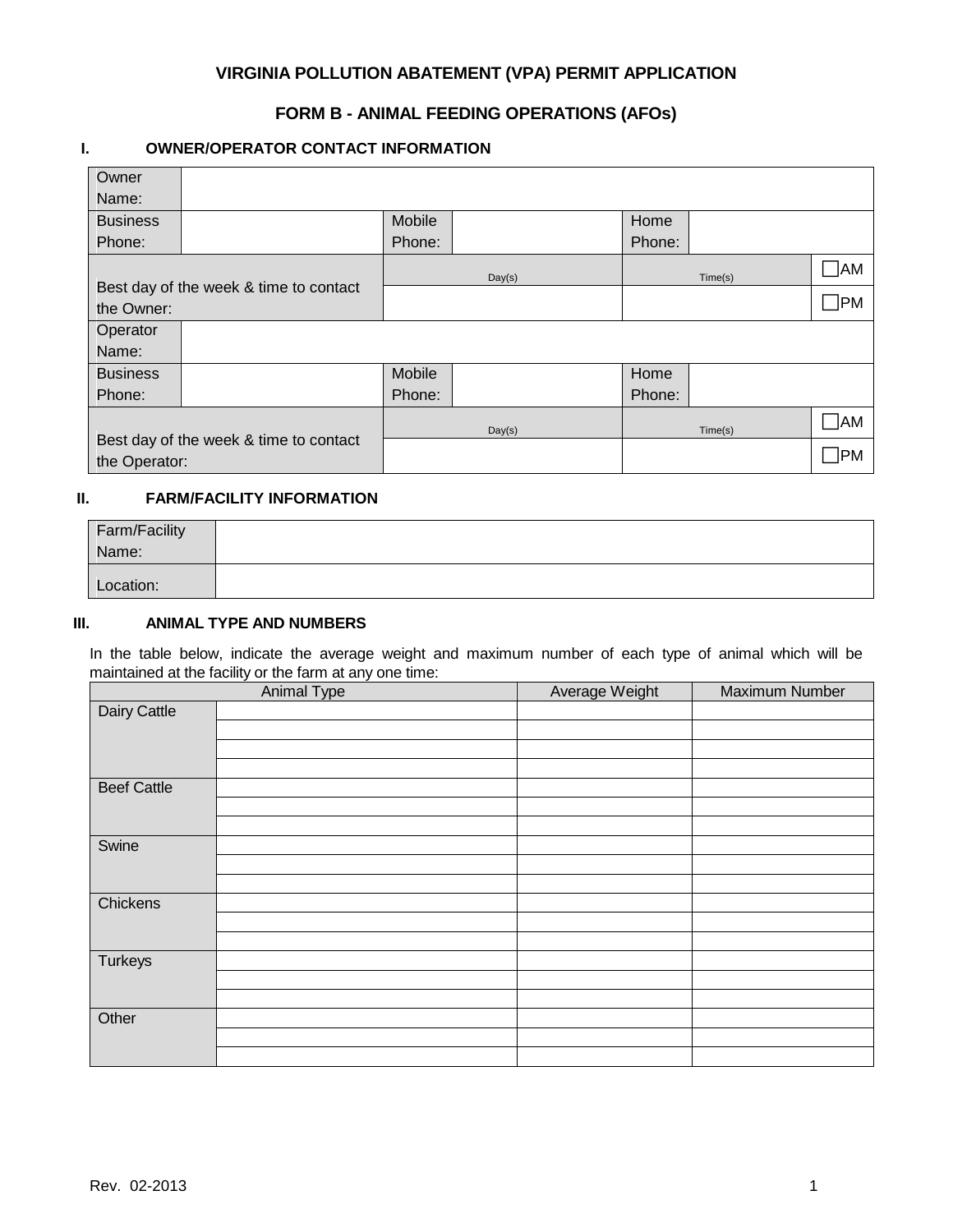# VIRGINIA POLLUTION ABATEMENT (VPA) PERMIT APPLICATION

## FORM B - ANIMAL FEEDING OPERATIONS (AFOs)

### I. OWNER/OPERATOR CONTACT INFORMATION

| | | | | | | |
|---|---|---|---|---|---|---|
| Owner Name: | | | | | | |
| Business Phone: | | Mobile Phone: | | Home Phone: | | |
| Best day of the week & time to contact the Owner: | | Day(s) | | Time(s) | | ☐AM |
| | | | | | | ☐PM |
| Operator Name: | | | | | | |
| Business Phone: | | Mobile Phone: | | Home Phone: | | |
| Best day of the week & time to contact the Operator: | | Day(s) | | Time(s) | | ☐AM |
| | | | | | | ☐PM |

### II. FARM/FACILITY INFORMATION

| | |
|---|---|
| Farm/Facility Name: | |
| Location: | |

### III. ANIMAL TYPE AND NUMBERS

In the table below, indicate the average weight and maximum number of each type of animal which will be maintained at the facility or the farm at any one time:

| Animal Type | | Average Weight | Maximum Number |
|---|---|---|---|
| Dairy Cattle | | | |
| | | | |
| | | | |
| | | | |
| Beef Cattle | | | |
| | | | |
| | | | |
| Swine | | | |
| | | | |
| | | | |
| Chickens | | | |
| | | | |
| | | | |
| Turkeys | | | |
| | | | |
| | | | |
| Other | | | |
| | | | |
| | | | |

Rev. 02-2013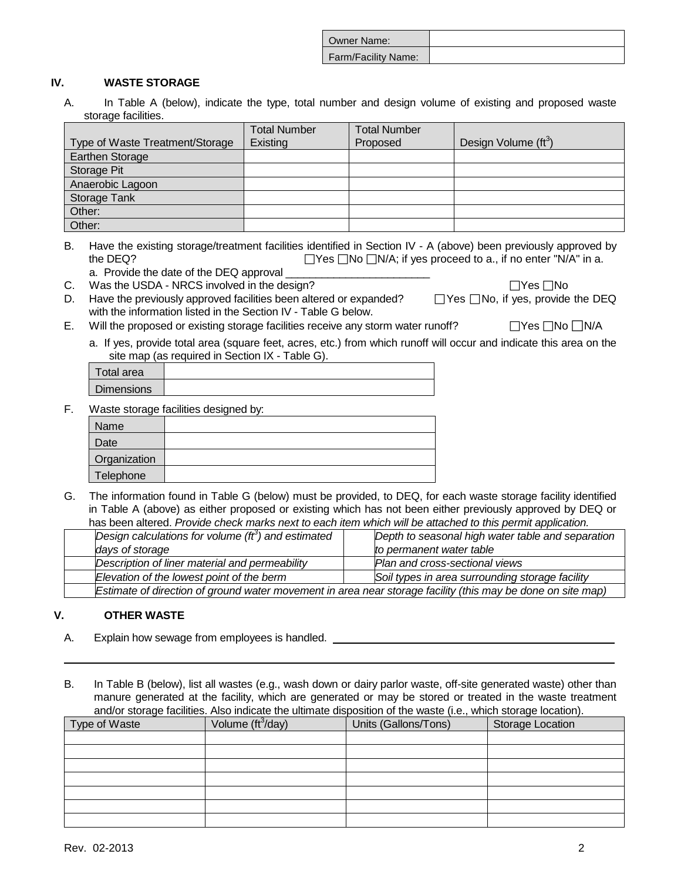| Owner Name: | |
|---|---|
| Farm/Facility Name: | |

## IV. WASTE STORAGE

A. In Table A (below), indicate the type, total number and design volume of existing and proposed waste storage facilities.

| Type of Waste Treatment/Storage | Total Number Existing | Total Number Proposed | Design Volume ($ft^3$) |
|---|---|---|---|
| Earthen Storage | | | |
| Storage Pit | | | |
| Anaerobic Lagoon | | | |
| Storage Tank | | | |
| Other: | | | |
| Other: | | | |

B. Have the existing storage/treatment facilities identified in Section IV - A (above) been previously approved by the DEQ? ☐Yes ☐No ☐N/A; if yes proceed to a., if no enter "N/A" in a.

a. Provide the date of the DEQ approval ________________________

C. Was the USDA - NRCS involved in the design? ☐Yes ☐No

D. Have the previously approved facilities been altered or expanded? ☐Yes ☐No, if yes, provide the DEQ with the information listed in the Section IV - Table G below.

E. Will the proposed or existing storage facilities receive any storm water runoff? ☐Yes ☐No ☐N/A

a. If yes, provide total area (square feet, acres, etc.) from which runoff will occur and indicate this area on the site map (as required in Section IX - Table G).

| Total area | |
|---|---|
| Dimensions | |

F. Waste storage facilities designed by:

| Name | |
|---|---|
| Date | |
| Organization | |
| Telephone | |

G. The information found in Table G (below) must be provided, to DEQ, for each waste storage facility identified in Table A (above) as either proposed or existing which has not been either previously approved by DEQ or has been altered. *Provide check marks next to each item which will be attached to this permit application.*

| | | | |
|---|---|---|---|
| | *Design calculations for volume ($ft^3$) and estimated days of storage* | | *Depth to seasonal high water table and separation to permanent water table* |
| | *Description of liner material and permeability* | | *Plan and cross-sectional views* |
| | *Elevation of the lowest point of the berm* | | *Soil types in area surrounding storage facility* |
| | *Estimate of direction of ground water movement in area near storage facility (this may be done on site map)* | | |

## V. OTHER WASTE

A. Explain how sewage from employees is handled. ________________________________________________

______________________________________________________________________________

B. In Table B (below), list all wastes (e.g., wash down or dairy parlor waste, off-site generated waste) other than manure generated at the facility, which are generated or may be stored or treated in the waste treatment and/or storage facilities. Also indicate the ultimate disposition of the waste (i.e., which storage location).

| Type of Waste | Volume ($ft^3$/day) | Units (Gallons/Tons) | Storage Location |
|---|---|---|---|
| | | | |
| | | | |
| | | | |
| | | | |
| | | | |
| | | | |
| | | | |

Rev. 02-2013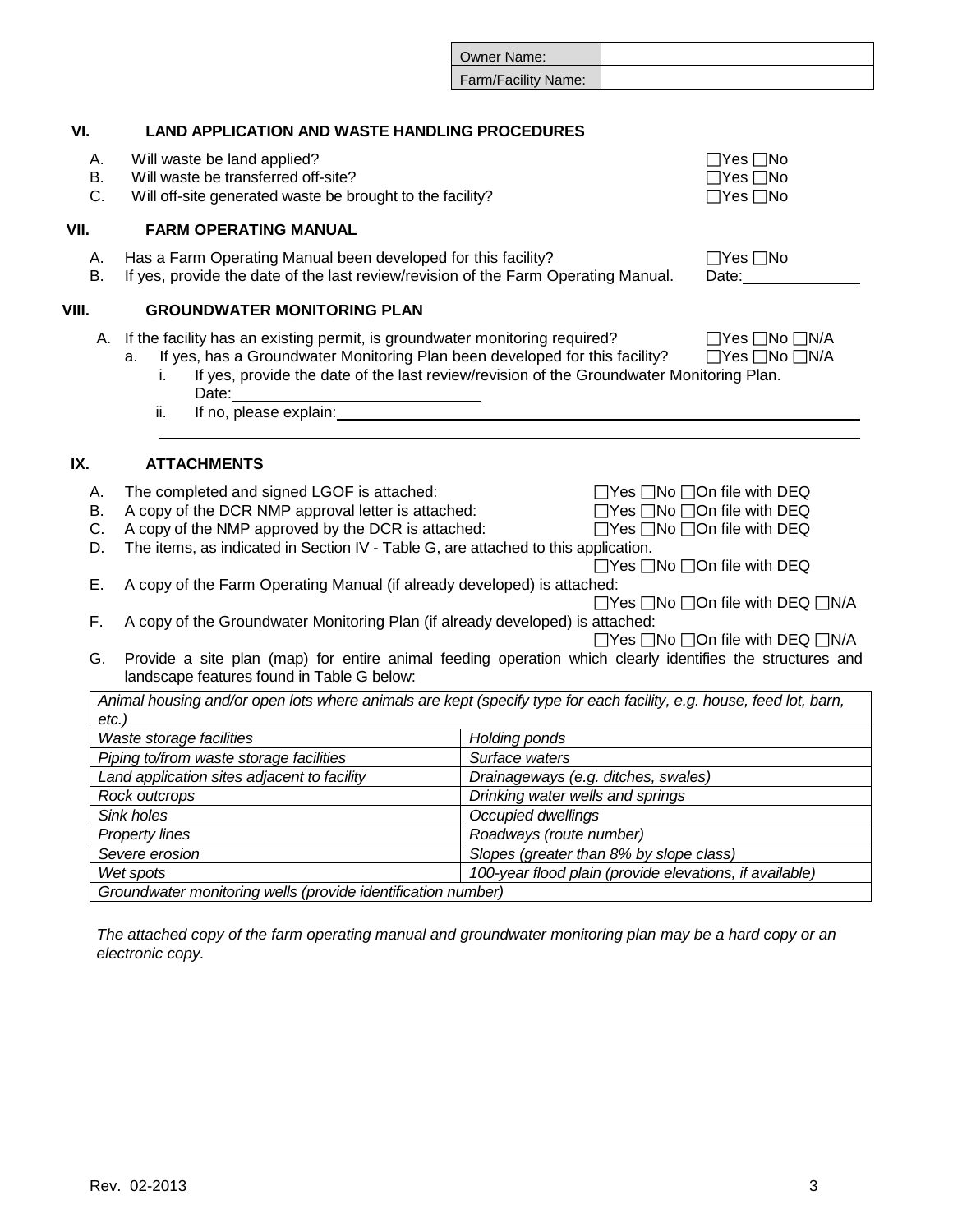| | |
|---|---|
| Owner Name: | |
| Farm/Facility Name: | |

## VI. LAND APPLICATION AND WASTE HANDLING PROCEDURES

A. Will waste be land applied? ☐Yes ☐No

B. Will waste be transferred off-site? ☐Yes ☐No

C. Will off-site generated waste be brought to the facility? ☐Yes ☐No

## VII. FARM OPERATING MANUAL

A. Has a Farm Operating Manual been developed for this facility? ☐Yes ☐No

B. If yes, provide the date of the last review/revision of the Farm Operating Manual. Date:\_\_\_\_\_\_\_\_\_\_\_\_

## VIII. GROUNDWATER MONITORING PLAN

A. If the facility has an existing permit, is groundwater monitoring required? ☐Yes ☐No ☐N/A

   a. If yes, has a Groundwater Monitoring Plan been developed for this facility? ☐Yes ☐No ☐N/A

      i. If yes, provide the date of the last review/revision of the Groundwater Monitoring Plan. Date:\_\_\_\_\_\_\_\_\_\_\_\_

      ii. If no, please explain:\_\_\_\_\_\_\_\_\_\_\_\_

## IX. ATTACHMENTS

A. The completed and signed LGOF is attached: ☐Yes ☐No ☐On file with DEQ

B. A copy of the DCR NMP approval letter is attached: ☐Yes ☐No ☐On file with DEQ

C. A copy of the NMP approved by the DCR is attached: ☐Yes ☐No ☐On file with DEQ

D. The items, as indicated in Section IV - Table G, are attached to this application. ☐Yes ☐No ☐On file with DEQ

E. A copy of the Farm Operating Manual (if already developed) is attached: ☐Yes ☐No ☐On file with DEQ ☐N/A

F. A copy of the Groundwater Monitoring Plan (if already developed) is attached: ☐Yes ☐No ☐On file with DEQ ☐N/A

G. Provide a site plan (map) for entire animal feeding operation which clearly identifies the structures and landscape features found in Table G below:

| | |
|---|---|
| *Animal housing and/or open lots where animals are kept (specify type for each facility, e.g. house, feed lot, barn, etc.)* | |
| *Waste storage facilities* | *Holding ponds* |
| *Piping to/from waste storage facilities* | *Surface waters* |
| *Land application sites adjacent to facility* | *Drainageways (e.g. ditches, swales)* |
| *Rock outcrops* | *Drinking water wells and springs* |
| *Sink holes* | *Occupied dwellings* |
| *Property lines* | *Roadways (route number)* |
| *Severe erosion* | *Slopes (greater than 8% by slope class)* |
| *Wet spots* | *100-year flood plain (provide elevations, if available)* |
| *Groundwater monitoring wells (provide identification number)* | |

*The attached copy of the farm operating manual and groundwater monitoring plan may be a hard copy or an electronic copy.*

Rev. 02-2013